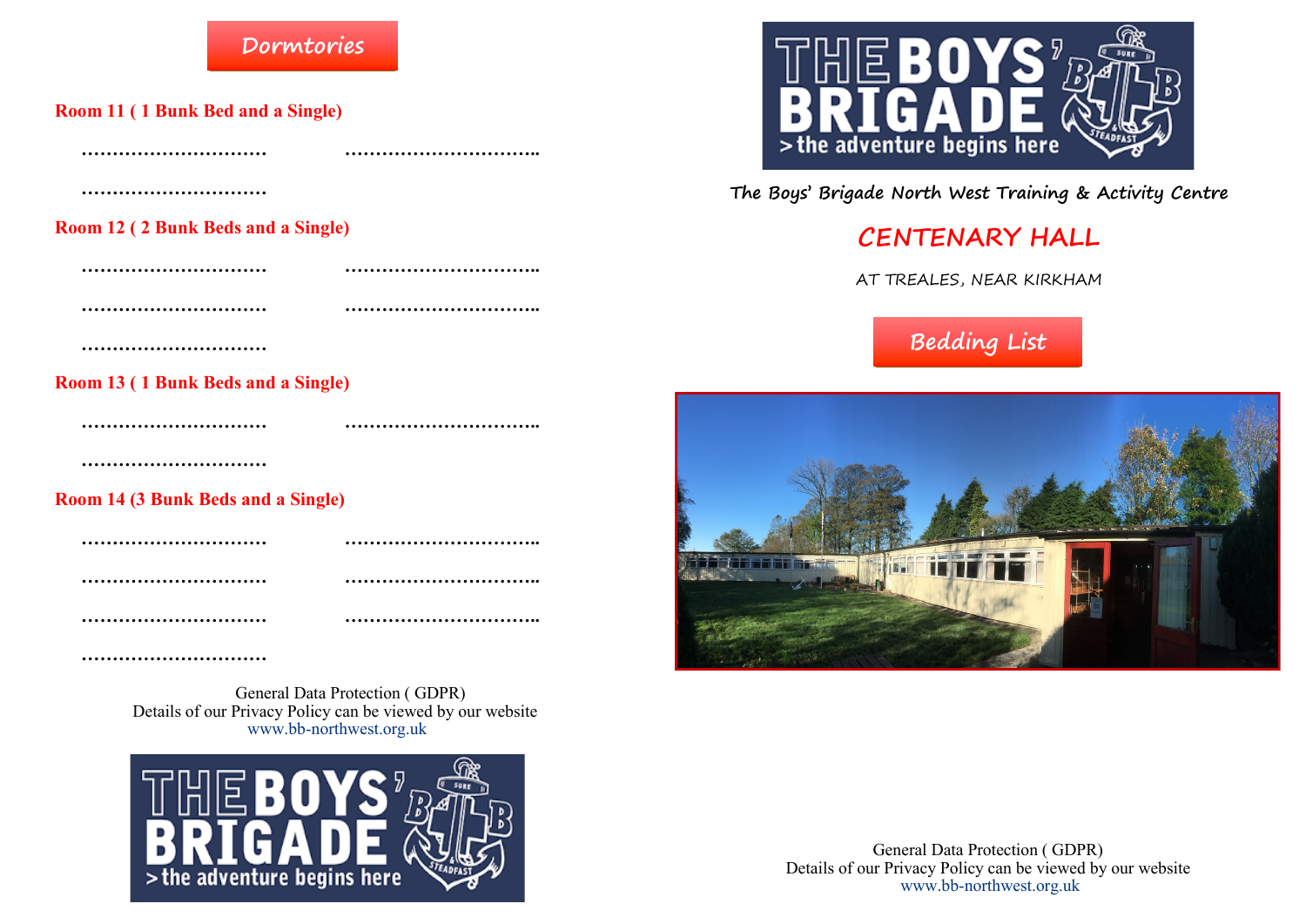## Dormtories

**Room 11 ( 1 Bunk Bed and a Single)**

………………………… ……………………………..

…………………………

**Room 12 ( 2 Bunk Beds and a Single)**

………………………… ……………………………..

………………………… ……………………………..

…………………………

**Room 13 ( 1 Bunk Beds and a Single)**

………………………… ……………………………..

…………………………

**Room 14 (3 Bunk Beds and a Single)**

………………………… ……………………………..

………………………… ……………………………..

………………………… ……………………………..

…………………………

General Data Protection ( GDPR)
Details of our Privacy Policy can be viewed by our website
www.bb-northwest.org.uk

THE BOYS' BRIGADE
> the adventure begins here

THE BOYS' BRIGADE
> the adventure begins here

**The Boys' Brigade North West Training & Activity Centre**

# CENTENARY HALL

AT TREALES, NEAR KIRKHAM

## Bedding List

General Data Protection ( GDPR)
Details of our Privacy Policy can be viewed by our website
www.bb-northwest.org.uk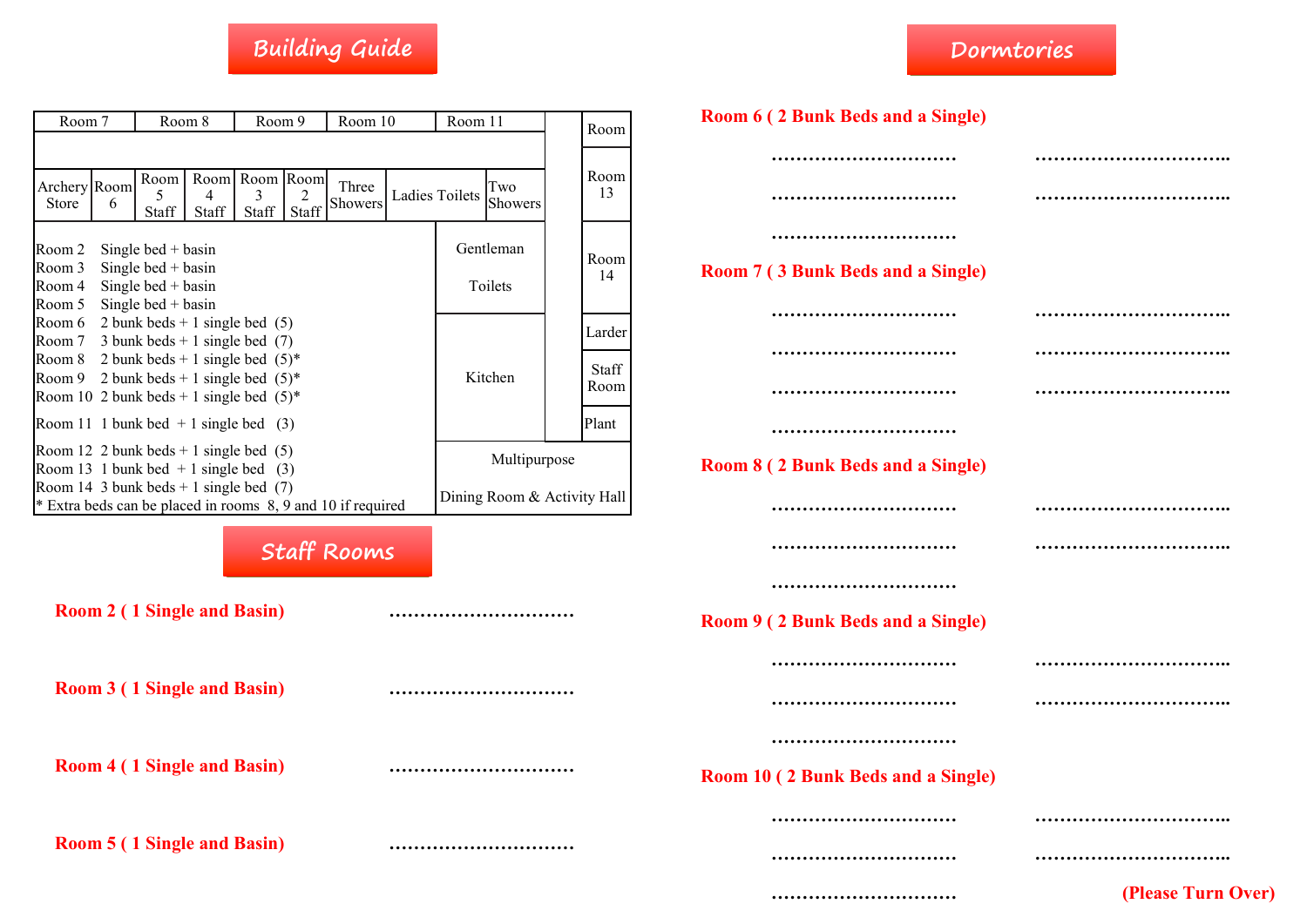## Building Guide

| Room 7 | Room 8 | Room 9 | Room 10 | Room 11 | | Room |
|---|---|---|---|---|---|---|
| Archery Store | Room 6 | Room 5 Staff | Room 4 Staff | Room 3 Staff | Room 2 Staff | Three Showers | Ladies Toilets | Two Showers | Room 13 |

Room 2 Single bed + basin
Room 3 Single bed + basin
Room 4 Single bed + basin
Room 5 Single bed + basin
Room 6 2 bunk beds + 1 single bed (5)
Room 7 3 bunk beds + 1 single bed (7)
Room 8 2 bunk beds + 1 single bed (5)*
Room 9 2 bunk beds + 1 single bed (5)*
Room 10 2 bunk beds + 1 single bed (5)*
Room 11 1 bunk bed + 1 single bed (3)
Room 12 2 bunk beds + 1 single bed (5)
Room 13 1 bunk bed + 1 single bed (3)
Room 14 3 bunk beds + 1 single bed (7)
* Extra beds can be placed in rooms 8, 9 and 10 if required

Gentleman Toilets

Kitchen

Multipurpose Dining Room & Activity Hall

Room 14

Larder

Staff Room

Plant

## Staff Rooms

**Room 2 ( 1 Single and Basin)** …………………………

**Room 3 ( 1 Single and Basin)** …………………………

**Room 4 ( 1 Single and Basin)** …………………………

**Room 5 ( 1 Single and Basin)** …………………………

## Dormtories

**Room 6 ( 2 Bunk Beds and a Single)**

………………………… …………………………

………………………… …………………………

…………………………

**Room 7 ( 3 Bunk Beds and a Single)**

………………………… …………………………

………………………… …………………………

………………………… …………………………

…………………………

**Room 8 ( 2 Bunk Beds and a Single)**

………………………… …………………………

………………………… …………………………

…………………………

**Room 9 ( 2 Bunk Beds and a Single)**

………………………… …………………………

………………………… …………………………

…………………………

**Room 10 ( 2 Bunk Beds and a Single)**

………………………… …………………………

………………………… …………………………

…………………………

**(Please Turn Over)**